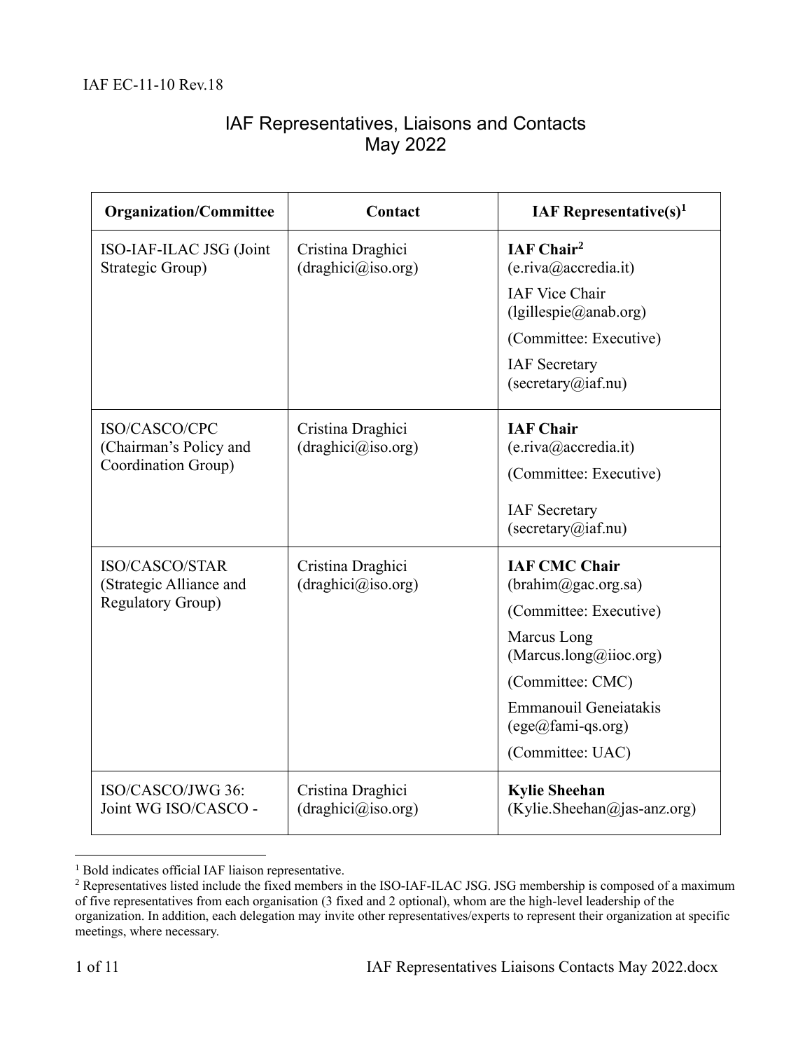IAF EC-11-10 Rev.18

# IAF Representatives, Liaisons and Contacts
May 2022

| Organization/Committee | Contact | IAF Representative(s)[1] |
|---|---|---|
| ISO-IAF-ILAC JSG (Joint Strategic Group) | Cristina Draghici (draghici@iso.org) | **IAF Chair[2]** (e.riva@accredia.it)<br>IAF Vice Chair (lgillespie@anab.org)<br>(Committee: Executive)<br>IAF Secretary (secretary@iaf.nu) |
| ISO/CASCO/CPC (Chairman's Policy and Coordination Group) | Cristina Draghici (draghici@iso.org) | **IAF Chair** (e.riva@accredia.it)<br>(Committee: Executive)<br>IAF Secretary (secretary@iaf.nu) |
| ISO/CASCO/STAR (Strategic Alliance and Regulatory Group) | Cristina Draghici (draghici@iso.org) | **IAF CMC Chair** (brahim@gac.org.sa)<br>(Committee: Executive)<br>Marcus Long (Marcus.long@iioc.org)<br>(Committee: CMC)<br>Emmanouil Geneiatakis (ege@fami-qs.org)<br>(Committee: UAC) |
| ISO/CASCO/JWG 36: Joint WG ISO/CASCO - | Cristina Draghici (draghici@iso.org) | **Kylie Sheehan** (Kylie.Sheehan@jas-anz.org) |

[1] Bold indicates official IAF liaison representative.

[2] Representatives listed include the fixed members in the ISO-IAF-ILAC JSG. JSG membership is composed of a maximum of five representatives from each organisation (3 fixed and 2 optional), whom are the high-level leadership of the organization. In addition, each delegation may invite other representatives/experts to represent their organization at specific meetings, where necessary.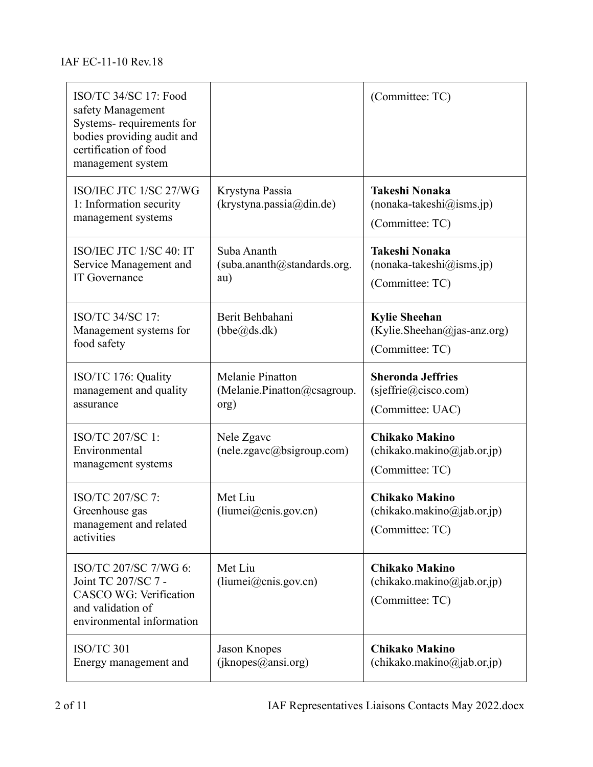| | | |
|---|---|---|
| ISO/TC 34/SC 17: Food safety Management Systems- requirements for bodies providing audit and certification of food management system | | (Committee: TC) |
| ISO/IEC JTC 1/SC 27/WG 1: Information security management systems | Krystyna Passia (krystyna.passia@din.de) | **Takeshi Nonaka** (nonaka-takeshi@isms.jp) (Committee: TC) |
| ISO/IEC JTC 1/SC 40: IT Service Management and IT Governance | Suba Ananth (suba.ananth@standards.org.au) | **Takeshi Nonaka** (nonaka-takeshi@isms.jp) (Committee: TC) |
| ISO/TC 34/SC 17: Management systems for food safety | Berit Behbahani (bbe@ds.dk) | **Kylie Sheehan** (Kylie.Sheehan@jas-anz.org) (Committee: TC) |
| ISO/TC 176: Quality management and quality assurance | Melanie Pinatton (Melanie.Pinatton@csagroup.org) | **Sheronda Jeffries** (sjeffrie@cisco.com) (Committee: UAC) |
| ISO/TC 207/SC 1: Environmental management systems | Nele Zgavc (nele.zgavc@bsigroup.com) | **Chikako Makino** (chikako.makino@jab.or.jp) (Committee: TC) |
| ISO/TC 207/SC 7: Greenhouse gas management and related activities | Met Liu (liumei@cnis.gov.cn) | **Chikako Makino** (chikako.makino@jab.or.jp) (Committee: TC) |
| ISO/TC 207/SC 7/WG 6: Joint TC 207/SC 7 - CASCO WG: Verification and validation of environmental information | Met Liu (liumei@cnis.gov.cn) | **Chikako Makino** (chikako.makino@jab.or.jp) (Committee: TC) |
| ISO/TC 301 Energy management and | Jason Knopes (jknopes@ansi.org) | **Chikako Makino** (chikako.makino@jab.or.jp) |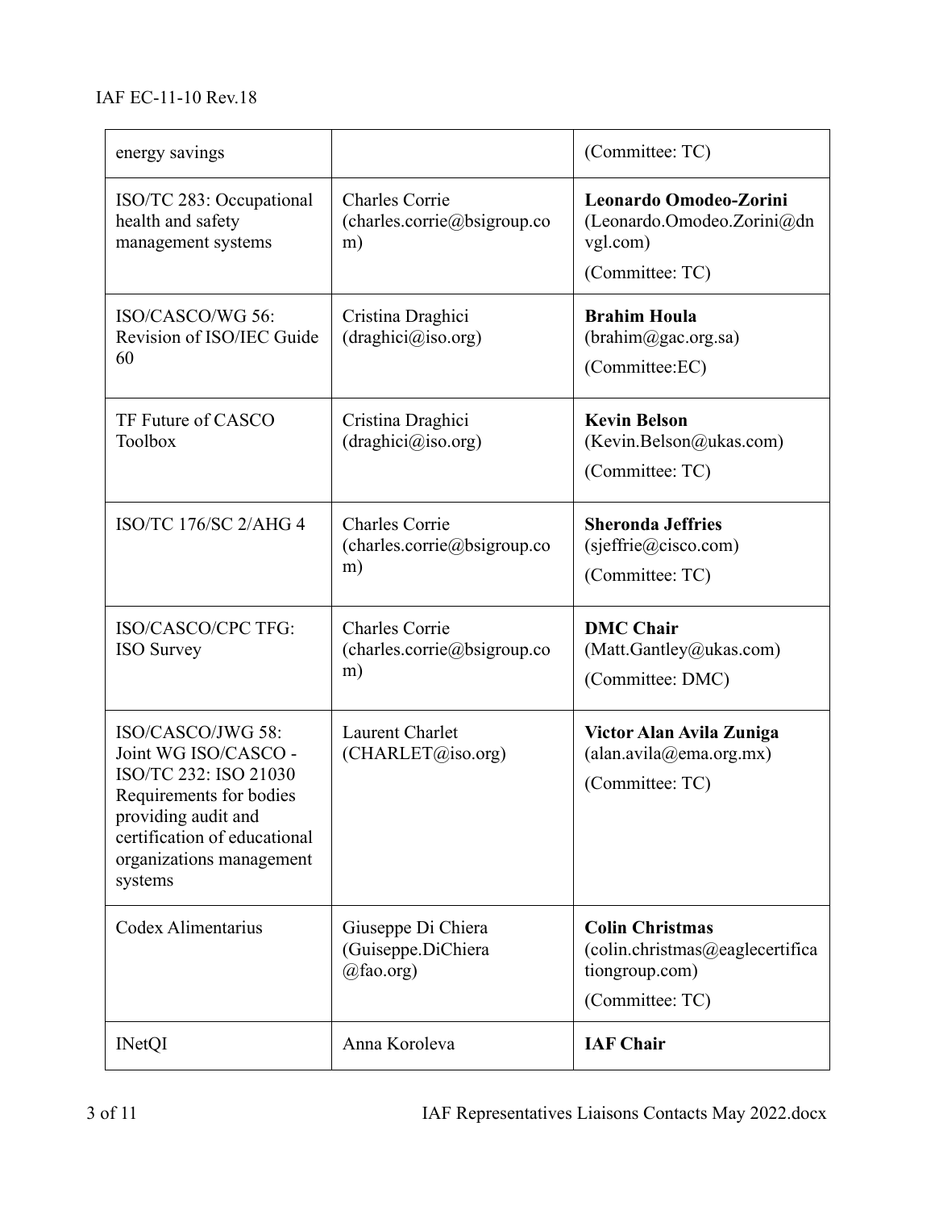| energy savings | | (Committee: TC) |
| --- | --- | --- |
| ISO/TC 283: Occupational health and safety management systems | Charles Corrie (charles.corrie@bsigroup.com) | **Leonardo Omodeo-Zorini** (Leonardo.Omodeo.Zorini@dnvgl.com) (Committee: TC) |
| ISO/CASCO/WG 56: Revision of ISO/IEC Guide 60 | Cristina Draghici (draghici@iso.org) | **Brahim Houla** (brahim@gac.org.sa) (Committee:EC) |
| TF Future of CASCO Toolbox | Cristina Draghici (draghici@iso.org) | **Kevin Belson** (Kevin.Belson@ukas.com) (Committee: TC) |
| ISO/TC 176/SC 2/AHG 4 | Charles Corrie (charles.corrie@bsigroup.com) | **Sheronda Jeffries** (sjeffrie@cisco.com) (Committee: TC) |
| ISO/CASCO/CPC TFG: ISO Survey | Charles Corrie (charles.corrie@bsigroup.com) | **DMC Chair** (Matt.Gantley@ukas.com) (Committee: DMC) |
| ISO/CASCO/JWG 58: Joint WG ISO/CASCO - ISO/TC 232: ISO 21030 Requirements for bodies providing audit and certification of educational organizations management systems | Laurent Charlet (CHARLET@iso.org) | **Victor Alan Avila Zuniga** (alan.avila@ema.org.mx) (Committee: TC) |
| Codex Alimentarius | Giuseppe Di Chiera (Guiseppe.DiChiera@fao.org) | **Colin Christmas** (colin.christmas@eaglecertificationgroup.com) (Committee: TC) |
| INetQI | Anna Koroleva | **IAF Chair** |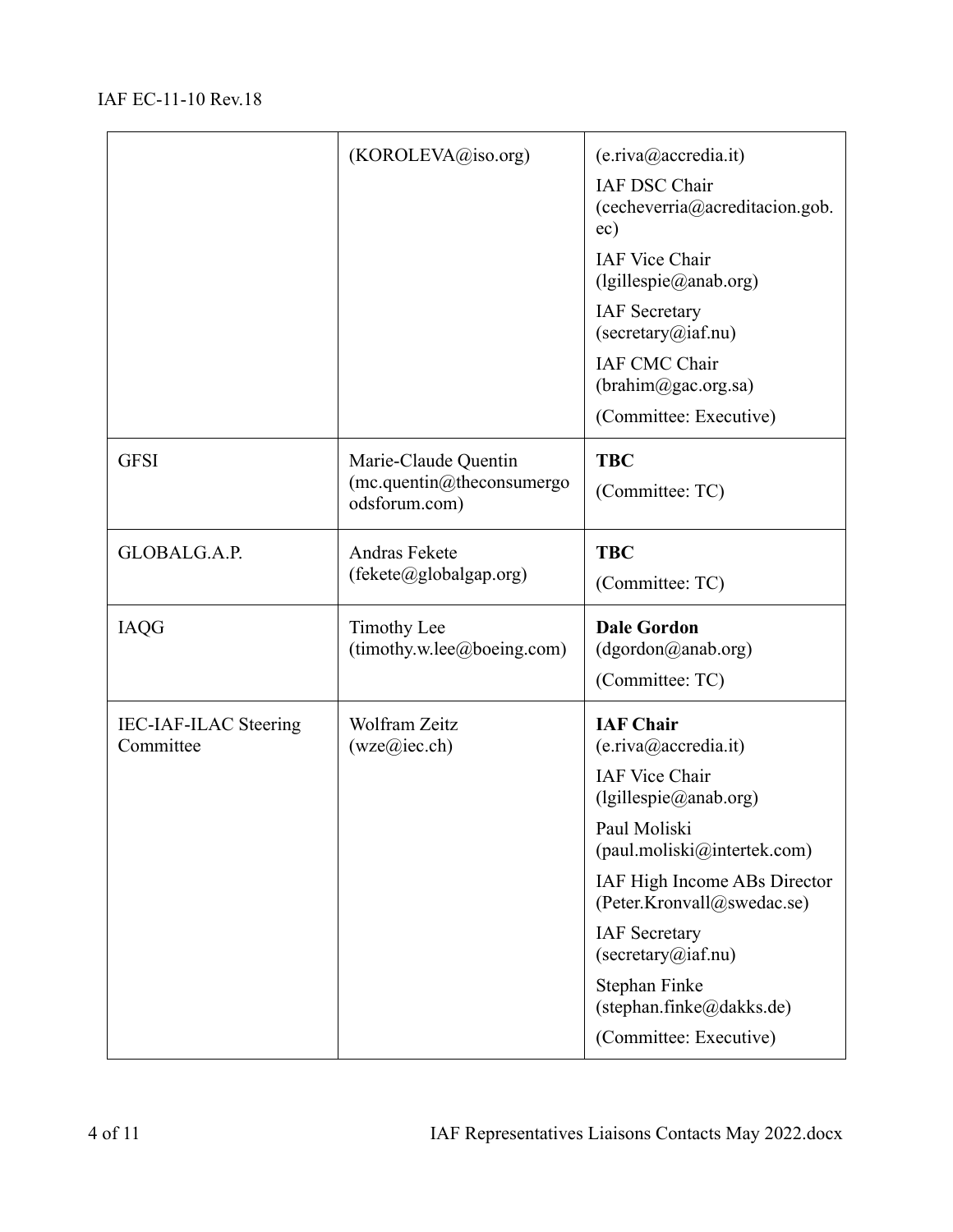| | | |
|---|---|---|
| | (KOROLEVA@iso.org) | (e.riva@accredia.it)<br>IAF DSC Chair (cecheverria@acreditacion.gob.ec)<br>IAF Vice Chair (lgillespie@anab.org)<br>IAF Secretary (secretary@iaf.nu)<br>IAF CMC Chair (brahim@gac.org.sa)<br>(Committee: Executive) |
| GFSI | Marie-Claude Quentin (mc.quentin@theconsumergoodsforum.com) | **TBC**<br>(Committee: TC) |
| GLOBALG.A.P. | Andras Fekete (fekete@globalgap.org) | **TBC**<br>(Committee: TC) |
| IAQG | Timothy Lee (timothy.w.lee@boeing.com) | **Dale Gordon** (dgordon@anab.org)<br>(Committee: TC) |
| IEC-IAF-ILAC Steering Committee | Wolfram Zeitz (wze@iec.ch) | **IAF Chair** (e.riva@accredia.it)<br>IAF Vice Chair (lgillespie@anab.org)<br>Paul Moliski (paul.moliski@intertek.com)<br>IAF High Income ABs Director (Peter.Kronvall@swedac.se)<br>IAF Secretary (secretary@iaf.nu)<br>Stephan Finke (stephan.finke@dakks.de)<br>(Committee: Executive) |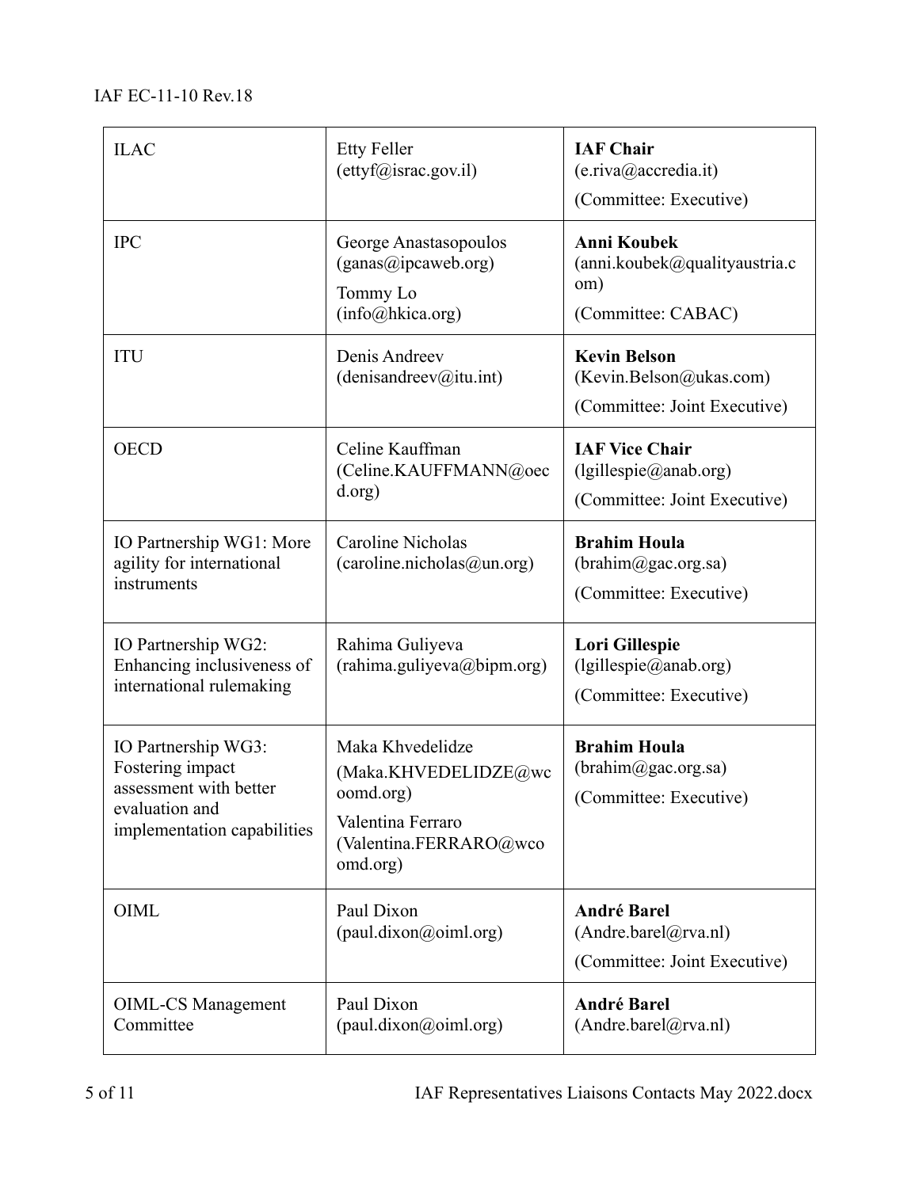| ILAC | Etty Feller (ettyf@israc.gov.il) | **IAF Chair** (e.riva@accredia.it) (Committee: Executive) |
|---|---|---|
| IPC | George Anastasopoulos (ganas@ipcaweb.org) Tommy Lo (info@hkica.org) | **Anni Koubek** (anni.koubek@qualityaustria.com) (Committee: CABAC) |
| ITU | Denis Andreev (denisandreev@itu.int) | **Kevin Belson** (Kevin.Belson@ukas.com) (Committee: Joint Executive) |
| OECD | Celine Kauffman (Celine.KAUFFMANN@oecd.org) | **IAF Vice Chair** (lgillespie@anab.org) (Committee: Joint Executive) |
| IO Partnership WG1: More agility for international instruments | Caroline Nicholas (caroline.nicholas@un.org) | **Brahim Houla** (brahim@gac.org.sa) (Committee: Executive) |
| IO Partnership WG2: Enhancing inclusiveness of international rulemaking | Rahima Guliyeva (rahima.guliyeva@bipm.org) | **Lori Gillespie** (lgillespie@anab.org) (Committee: Executive) |
| IO Partnership WG3: Fostering impact assessment with better evaluation and implementation capabilities | Maka Khvedelidze (Maka.KHVEDELIDZE@wcoomd.org) Valentina Ferraro (Valentina.FERRARO@wcoomd.org) | **Brahim Houla** (brahim@gac.org.sa) (Committee: Executive) |
| OIML | Paul Dixon (paul.dixon@oiml.org) | **André Barel** (Andre.barel@rva.nl) (Committee: Joint Executive) |
| OIML-CS Management Committee | Paul Dixon (paul.dixon@oiml.org) | **André Barel** (Andre.barel@rva.nl) |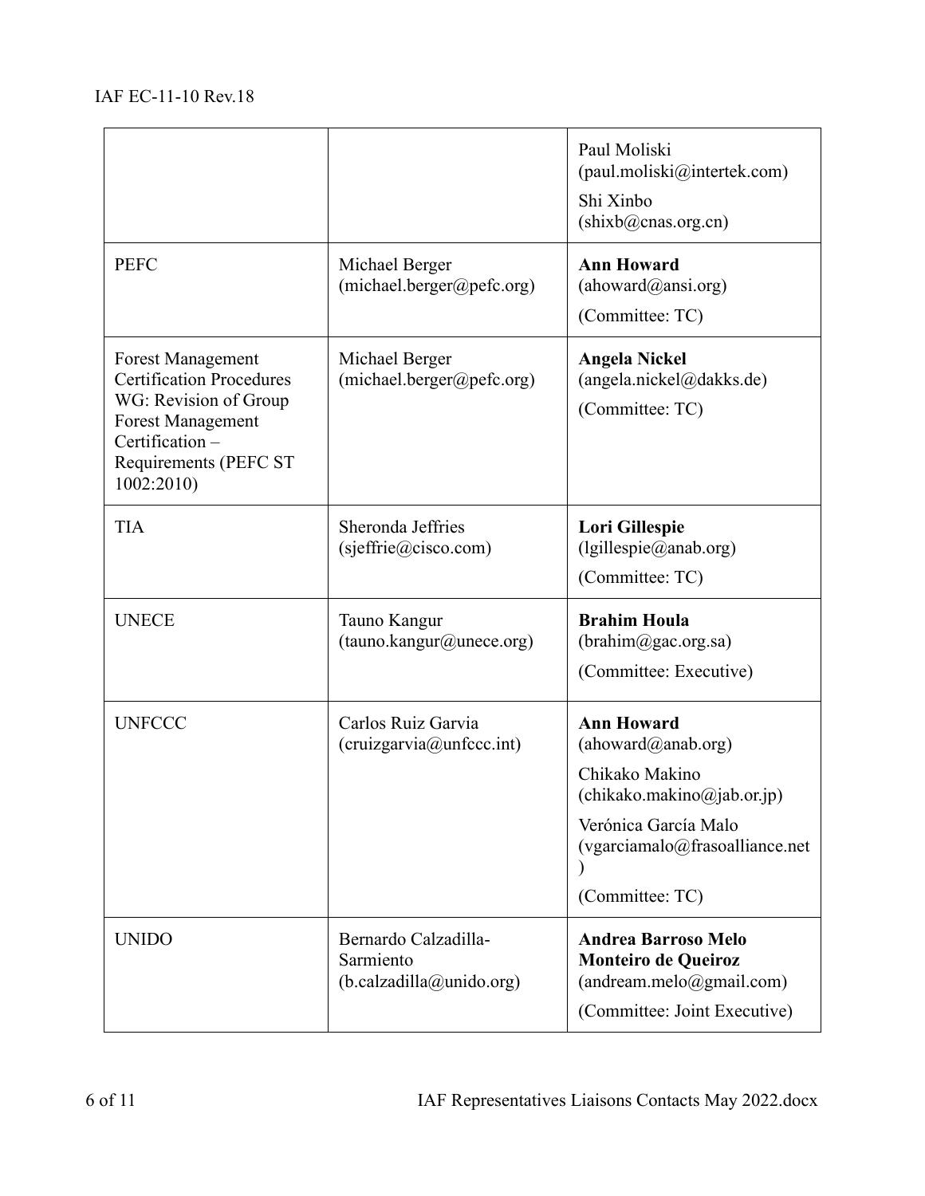|  |  |  |
| --- | --- | --- |
|  |  | Paul Moliski (paul.moliski@intertek.com)<br>Shi Xinbo (shixb@cnas.org.cn) |
| PEFC | Michael Berger (michael.berger@pefc.org) | **Ann Howard** (ahoward@ansi.org)<br>(Committee: TC) |
| Forest Management Certification Procedures WG: Revision of Group Forest Management Certification – Requirements (PEFC ST 1002:2010) | Michael Berger (michael.berger@pefc.org) | **Angela Nickel** (angela.nickel@dakks.de)<br>(Committee: TC) |
| TIA | Sheronda Jeffries (sjeffrie@cisco.com) | **Lori Gillespie** (lgillespie@anab.org)<br>(Committee: TC) |
| UNECE | Tauno Kangur (tauno.kangur@unece.org) | **Brahim Houla** (brahim@gac.org.sa)<br>(Committee: Executive) |
| UNFCCC | Carlos Ruiz Garvia (cruizgarvia@unfccc.int) | **Ann Howard** (ahoward@anab.org)<br>Chikako Makino (chikako.makino@jab.or.jp)<br>Verónica García Malo (vgarciamalo@frasoalliance.net)<br>(Committee: TC) |
| UNIDO | Bernardo Calzadilla-Sarmiento (b.calzadilla@unido.org) | **Andrea Barroso Melo Monteiro de Queiroz** (andream.melo@gmail.com)<br>(Committee: Joint Executive) |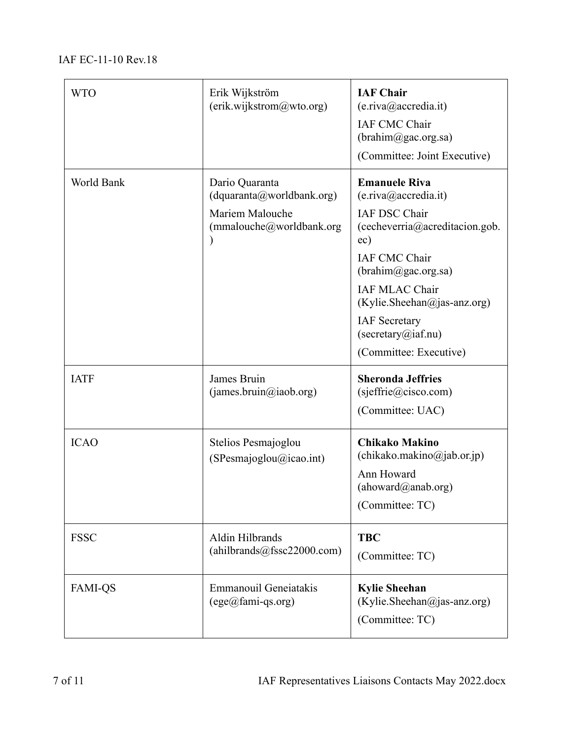| | | |
|---|---|---|
| WTO | Erik Wijkström (erik.wijkstrom@wto.org) | **IAF Chair** (e.riva@accredia.it)<br>IAF CMC Chair (brahim@gac.org.sa)<br>(Committee: Joint Executive) |
| World Bank | Dario Quaranta (dquaranta@worldbank.org)<br>Mariem Malouche (mmalouche@worldbank.org) | **Emanuele Riva** (e.riva@accredia.it)<br>IAF DSC Chair (cecheverria@acreditacion.gob.ec)<br>IAF CMC Chair (brahim@gac.org.sa)<br>IAF MLAC Chair (Kylie.Sheehan@jas-anz.org)<br>IAF Secretary (secretary@iaf.nu)<br>(Committee: Executive) |
| IATF | James Bruin (james.bruin@iaob.org) | **Sheronda Jeffries** (sjeffrie@cisco.com)<br>(Committee: UAC) |
| ICAO | Stelios Pesmajoglou (SPesmajoglou@icao.int) | **Chikako Makino** (chikako.makino@jab.or.jp)<br>Ann Howard (ahoward@anab.org)<br>(Committee: TC) |
| FSSC | Aldin Hilbrands (ahilbrands@fssc22000.com) | **TBC**<br>(Committee: TC) |
| FAMI-QS | Emmanouil Geneiatakis (ege@fami-qs.org) | **Kylie Sheehan** (Kylie.Sheehan@jas-anz.org)<br>(Committee: TC) |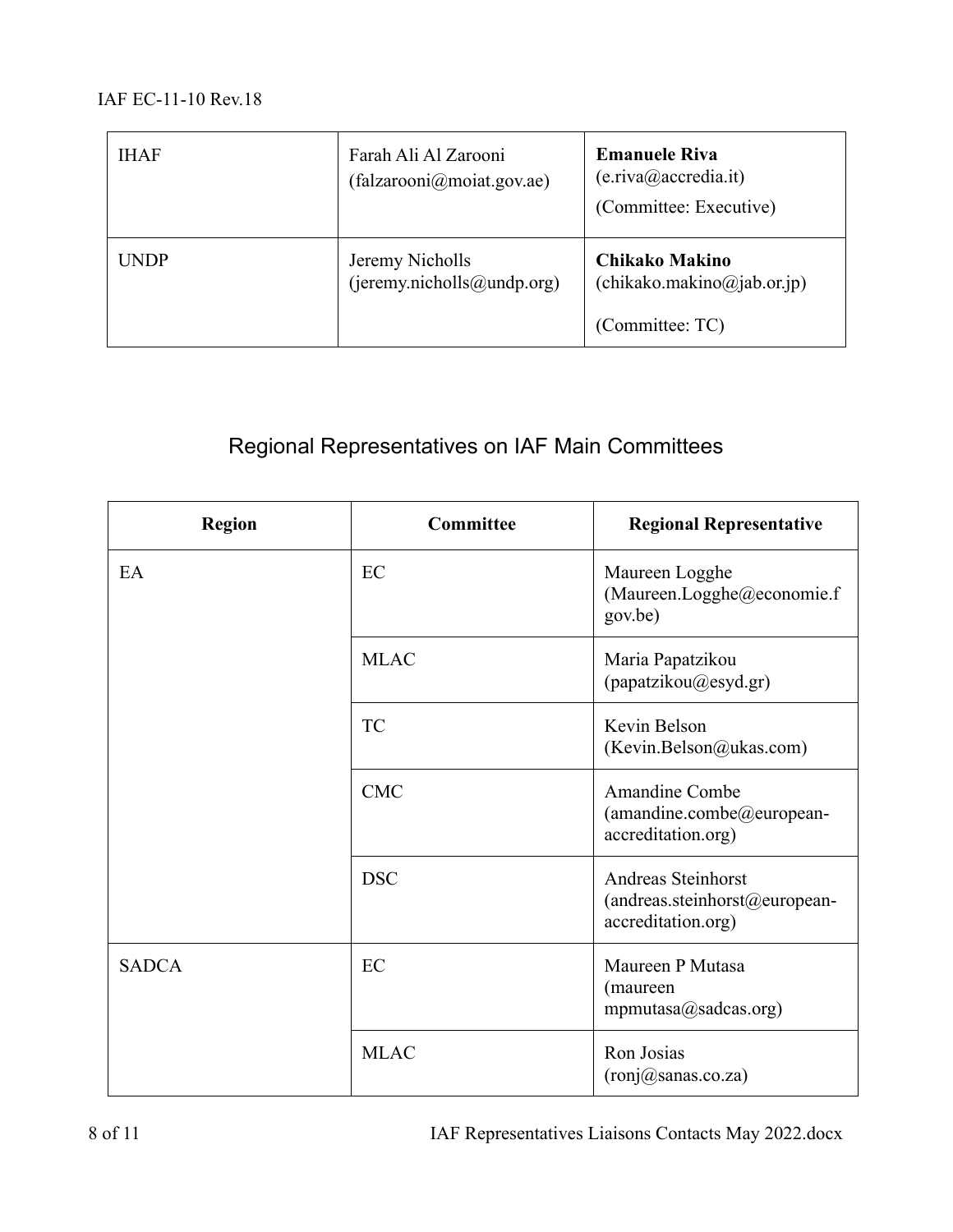| | | |
|---|---|---|
| IHAF | Farah Ali Al Zarooni (falzarooni@moiat.gov.ae) | **Emanuele Riva** (e.riva@accredia.it) (Committee: Executive) |
| UNDP | Jeremy Nicholls (jeremy.nicholls@undp.org) | **Chikako Makino** (chikako.makino@jab.or.jp) (Committee: TC) |

## Regional Representatives on IAF Main Committees

| Region | Committee | Regional Representative |
|---|---|---|
| EA | EC | Maureen Logghe (Maureen.Logghe@economie.fgov.be) |
| | MLAC | Maria Papatzikou (papatzikou@esyd.gr) |
| | TC | Kevin Belson (Kevin.Belson@ukas.com) |
| | CMC | Amandine Combe (amandine.combe@european-accreditation.org) |
| | DSC | Andreas Steinhorst (andreas.steinhorst@european-accreditation.org) |
| SADCA | EC | Maureen P Mutasa (maureen mpmutasa@sadcas.org) |
| | MLAC | Ron Josias (ronj@sanas.co.za) |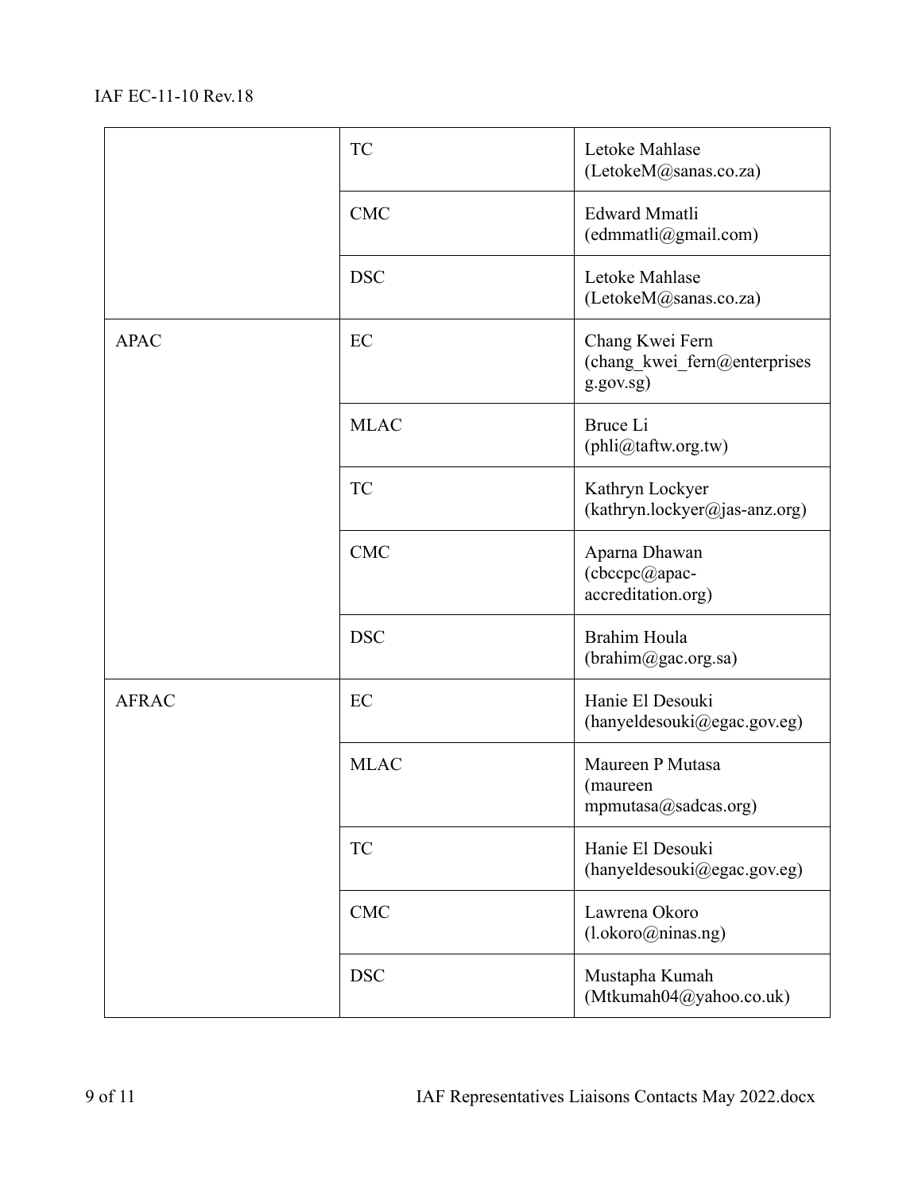| | | |
|---|---|---|
| | TC | Letoke Mahlase (LetokeM@sanas.co.za) |
| | CMC | Edward Mmatli (edmmatli@gmail.com) |
| | DSC | Letoke Mahlase (LetokeM@sanas.co.za) |
| APAC | EC | Chang Kwei Fern (chang_kwei_fern@enterprisesg.gov.sg) |
| | MLAC | Bruce Li (phli@taftw.org.tw) |
| | TC | Kathryn Lockyer (kathryn.lockyer@jas-anz.org) |
| | CMC | Aparna Dhawan (cbccpc@apac-accreditation.org) |
| | DSC | Brahim Houla (brahim@gac.org.sa) |
| AFRAC | EC | Hanie El Desouki (hanyeldesouki@egac.gov.eg) |
| | MLAC | Maureen P Mutasa (maureen mpmutasa@sadcas.org) |
| | TC | Hanie El Desouki (hanyeldesouki@egac.gov.eg) |
| | CMC | Lawrena Okoro (l.okoro@ninas.ng) |
| | DSC | Mustapha Kumah (Mtkumah04@yahoo.co.uk) |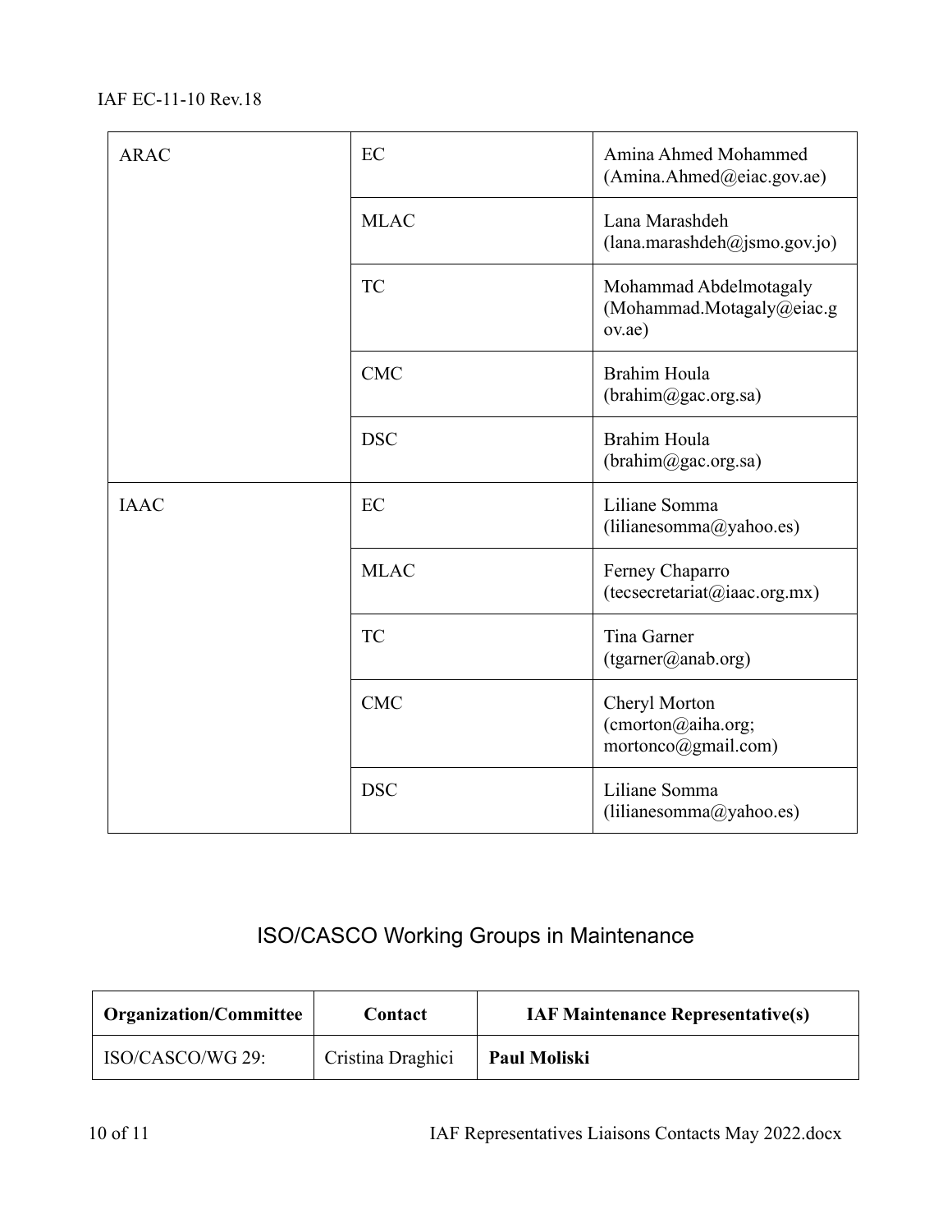| | | |
|---|---|---|
| ARAC | EC | Amina Ahmed Mohammed (Amina.Ahmed@eiac.gov.ae) |
| | MLAC | Lana Marashdeh (lana.marashdeh@jsmo.gov.jo) |
| | TC | Mohammad Abdelmotagaly (Mohammad.Motagaly@eiac.gov.ae) |
| | CMC | Brahim Houla (brahim@gac.org.sa) |
| | DSC | Brahim Houla (brahim@gac.org.sa) |
| IAAC | EC | Liliane Somma (lilianesomma@yahoo.es) |
| | MLAC | Ferney Chaparro (tecsecretariat@iaac.org.mx) |
| | TC | Tina Garner (tgarner@anab.org) |
| | CMC | Cheryl Morton (cmorton@aiha.org; mortonco@gmail.com) |
| | DSC | Liliane Somma (lilianesomma@yahoo.es) |

## ISO/CASCO Working Groups in Maintenance

| Organization/Committee | Contact | IAF Maintenance Representative(s) |
|---|---|---|
| ISO/CASCO/WG 29: | Cristina Draghici | **Paul Moliski** |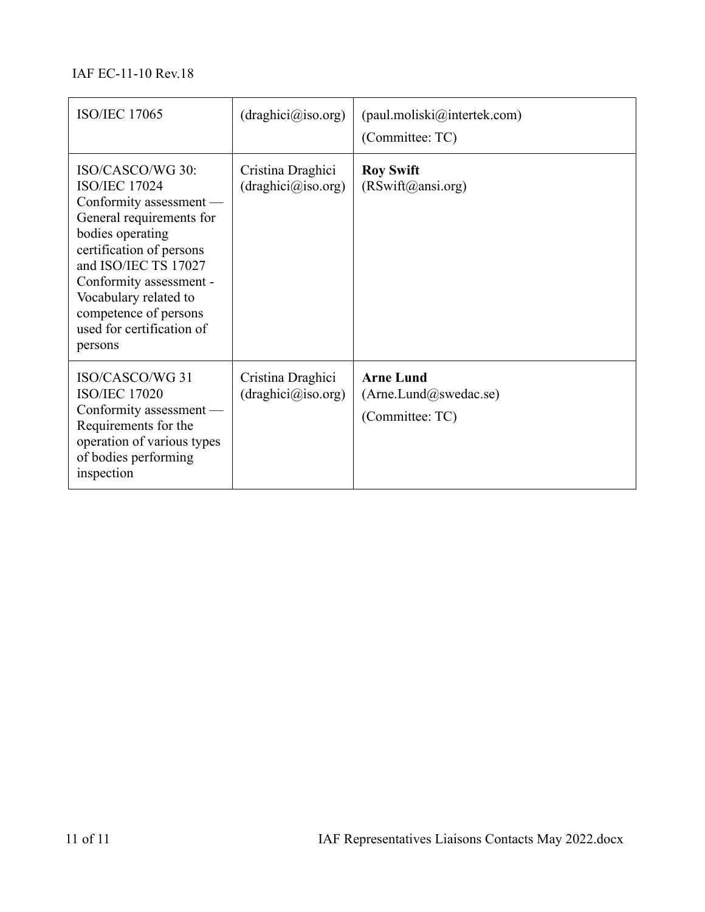| | | |
|---|---|---|
| ISO/IEC 17065 | (draghici@iso.org) | (paul.moliski@intertek.com)<br>(Committee: TC) |
| ISO/CASCO/WG 30: ISO/IEC 17024 Conformity assessment — General requirements for bodies operating certification of persons and ISO/IEC TS 17027 Conformity assessment - Vocabulary related to competence of persons used for certification of persons | Cristina Draghici (draghici@iso.org) | **Roy Swift**<br>(RSwift@ansi.org) |
| ISO/CASCO/WG 31 ISO/IEC 17020 Conformity assessment — Requirements for the operation of various types of bodies performing inspection | Cristina Draghici (draghici@iso.org) | **Arne Lund**<br>(Arne.Lund@swedac.se)<br>(Committee: TC) |